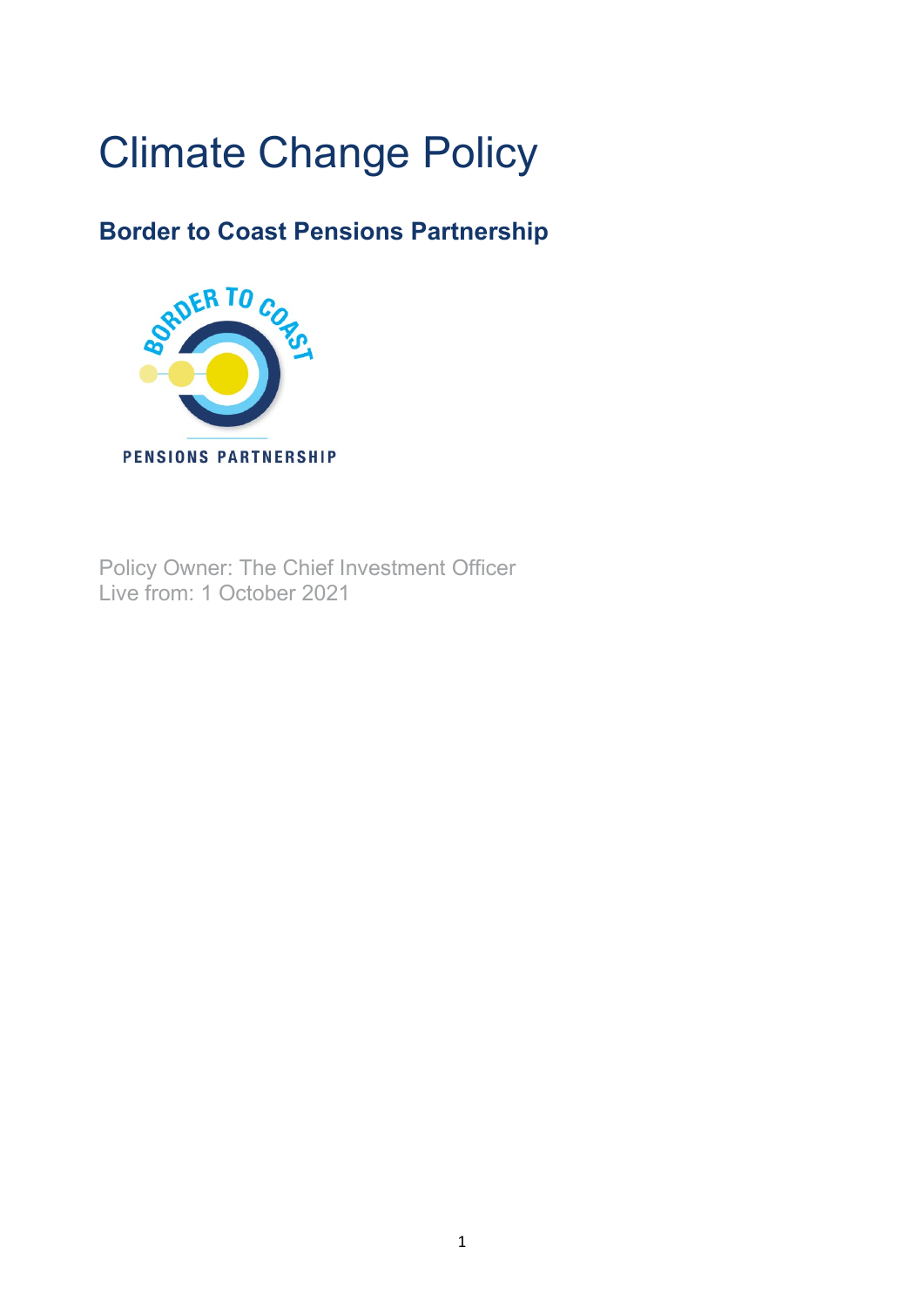# Climate Change Policy

## Border to Coast Pensions Partnership

Policy Owner: The Chief Investment Officer
Live from: 1 October 2021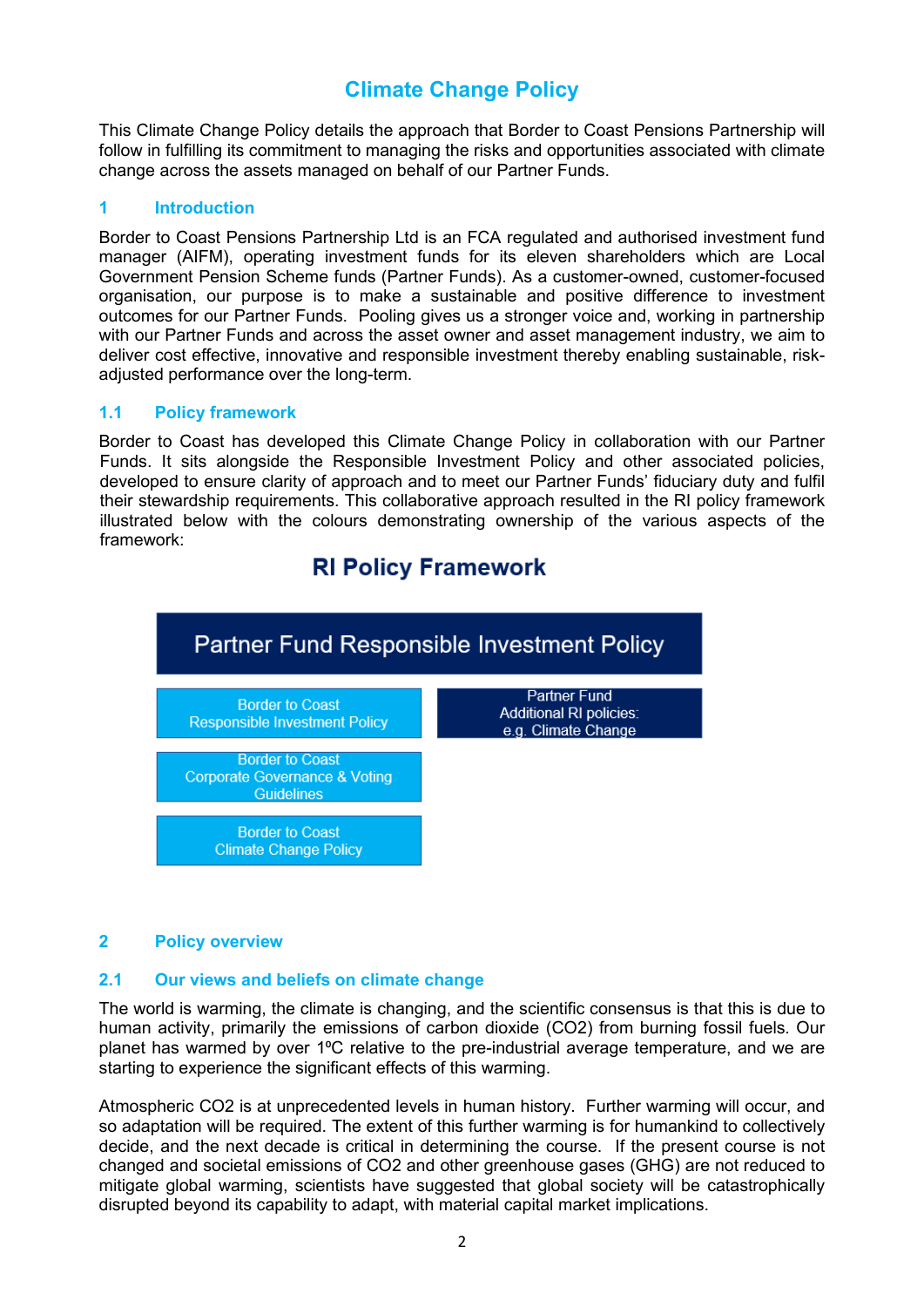# Climate Change Policy

This Climate Change Policy details the approach that Border to Coast Pensions Partnership will follow in fulfilling its commitment to managing the risks and opportunities associated with climate change across the assets managed on behalf of our Partner Funds.

## 1 Introduction

Border to Coast Pensions Partnership Ltd is an FCA regulated and authorised investment fund manager (AIFM), operating investment funds for its eleven shareholders which are Local Government Pension Scheme funds (Partner Funds). As a customer-owned, customer-focused organisation, our purpose is to make a sustainable and positive difference to investment outcomes for our Partner Funds. Pooling gives us a stronger voice and, working in partnership with our Partner Funds and across the asset owner and asset management industry, we aim to deliver cost effective, innovative and responsible investment thereby enabling sustainable, risk-adjusted performance over the long-term.

### 1.1 Policy framework

Border to Coast has developed this Climate Change Policy in collaboration with our Partner Funds. It sits alongside the Responsible Investment Policy and other associated policies, developed to ensure clarity of approach and to meet our Partner Funds' fiduciary duty and fulfil their stewardship requirements. This collaborative approach resulted in the RI policy framework illustrated below with the colours demonstrating ownership of the various aspects of the framework:

**RI Policy Framework**

- Partner Fund Responsible Investment Policy
  - Border to Coast Responsible Investment Policy
  - Border to Coast Corporate Governance & Voting Guidelines
  - Border to Coast Climate Change Policy
  - Partner Fund Additional RI policies: e.g. Climate Change

## 2 Policy overview

### 2.1 Our views and beliefs on climate change

The world is warming, the climate is changing, and the scientific consensus is that this is due to human activity, primarily the emissions of carbon dioxide ($CO_2$) from burning fossil fuels. Our planet has warmed by over 1ºC relative to the pre-industrial average temperature, and we are starting to experience the significant effects of this warming.

Atmospheric $CO_2$ is at unprecedented levels in human history. Further warming will occur, and so adaptation will be required. The extent of this further warming is for humankind to collectively decide, and the next decade is critical in determining the course. If the present course is not changed and societal emissions of $CO_2$ and other greenhouse gases (GHG) are not reduced to mitigate global warming, scientists have suggested that global society will be catastrophically disrupted beyond its capability to adapt, with material capital market implications.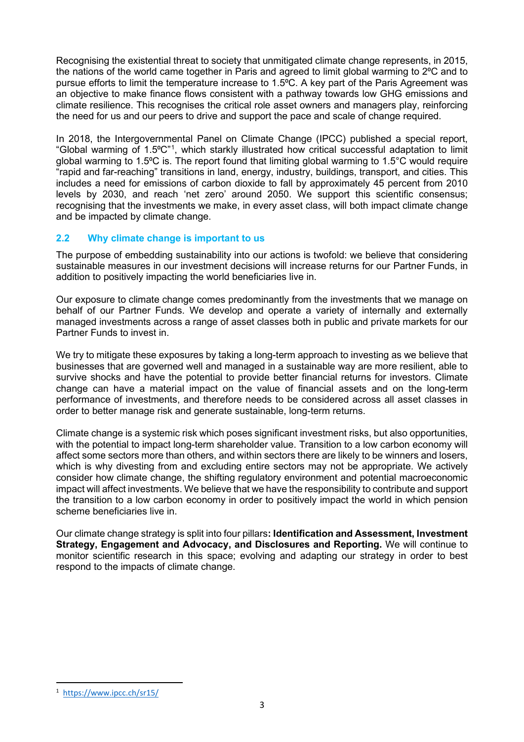Recognising the existential threat to society that unmitigated climate change represents, in 2015, the nations of the world came together in Paris and agreed to limit global warming to 2ºC and to pursue efforts to limit the temperature increase to 1.5ºC. A key part of the Paris Agreement was an objective to make finance flows consistent with a pathway towards low GHG emissions and climate resilience. This recognises the critical role asset owners and managers play, reinforcing the need for us and our peers to drive and support the pace and scale of change required.

In 2018, the Intergovernmental Panel on Climate Change (IPCC) published a special report, "Global warming of 1.5ºC"[1], which starkly illustrated how critical successful adaptation to limit global warming to 1.5ºC is. The report found that limiting global warming to 1.5°C would require "rapid and far-reaching" transitions in land, energy, industry, buildings, transport, and cities. This includes a need for emissions of carbon dioxide to fall by approximately 45 percent from 2010 levels by 2030, and reach 'net zero' around 2050. We support this scientific consensus; recognising that the investments we make, in every asset class, will both impact climate change and be impacted by climate change.

### 2.2 Why climate change is important to us

The purpose of embedding sustainability into our actions is twofold: we believe that considering sustainable measures in our investment decisions will increase returns for our Partner Funds, in addition to positively impacting the world beneficiaries live in.

Our exposure to climate change comes predominantly from the investments that we manage on behalf of our Partner Funds. We develop and operate a variety of internally and externally managed investments across a range of asset classes both in public and private markets for our Partner Funds to invest in.

We try to mitigate these exposures by taking a long-term approach to investing as we believe that businesses that are governed well and managed in a sustainable way are more resilient, able to survive shocks and have the potential to provide better financial returns for investors. Climate change can have a material impact on the value of financial assets and on the long-term performance of investments, and therefore needs to be considered across all asset classes in order to better manage risk and generate sustainable, long-term returns.

Climate change is a systemic risk which poses significant investment risks, but also opportunities, with the potential to impact long-term shareholder value. Transition to a low carbon economy will affect some sectors more than others, and within sectors there are likely to be winners and losers, which is why divesting from and excluding entire sectors may not be appropriate. We actively consider how climate change, the shifting regulatory environment and potential macroeconomic impact will affect investments. We believe that we have the responsibility to contribute and support the transition to a low carbon economy in order to positively impact the world in which pension scheme beneficiaries live in.

Our climate change strategy is split into four pillars**: Identification and Assessment, Investment Strategy, Engagement and Advocacy, and Disclosures and Reporting.** We will continue to monitor scientific research in this space; evolving and adapting our strategy in order to best respond to the impacts of climate change.

[1] https://www.ipcc.ch/sr15/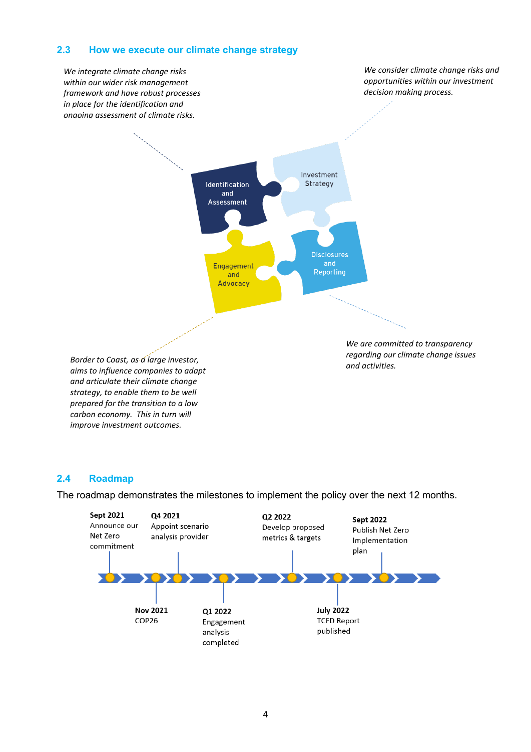## 2.3 How we execute our climate change strategy

*We integrate climate change risks within our wider risk management framework and have robust processes in place for the identification and ongoing assessment of climate risks.*

*We consider climate change risks and opportunities within our investment decision making process.*

Identification and Assessment

Investment Strategy

Engagement and Advocacy

Disclosures and Reporting

*Border to Coast, as a large investor, aims to influence companies to adapt and articulate their climate change strategy, to enable them to be well prepared for the transition to a low carbon economy. This in turn will improve investment outcomes.*

*We are committed to transparency regarding our climate change issues and activities.*

## 2.4 Roadmap

The roadmap demonstrates the milestones to implement the policy over the next 12 months.

- **Sept 2021** Announce our Net Zero commitment
- **Nov 2021** COP26
- **Q4 2021** Appoint scenario analysis provider
- **Q1 2022** Engagement analysis completed
- **Q2 2022** Develop proposed metrics & targets
- **July 2022** TCFD Report published
- **Sept 2022** Publish Net Zero Implementation plan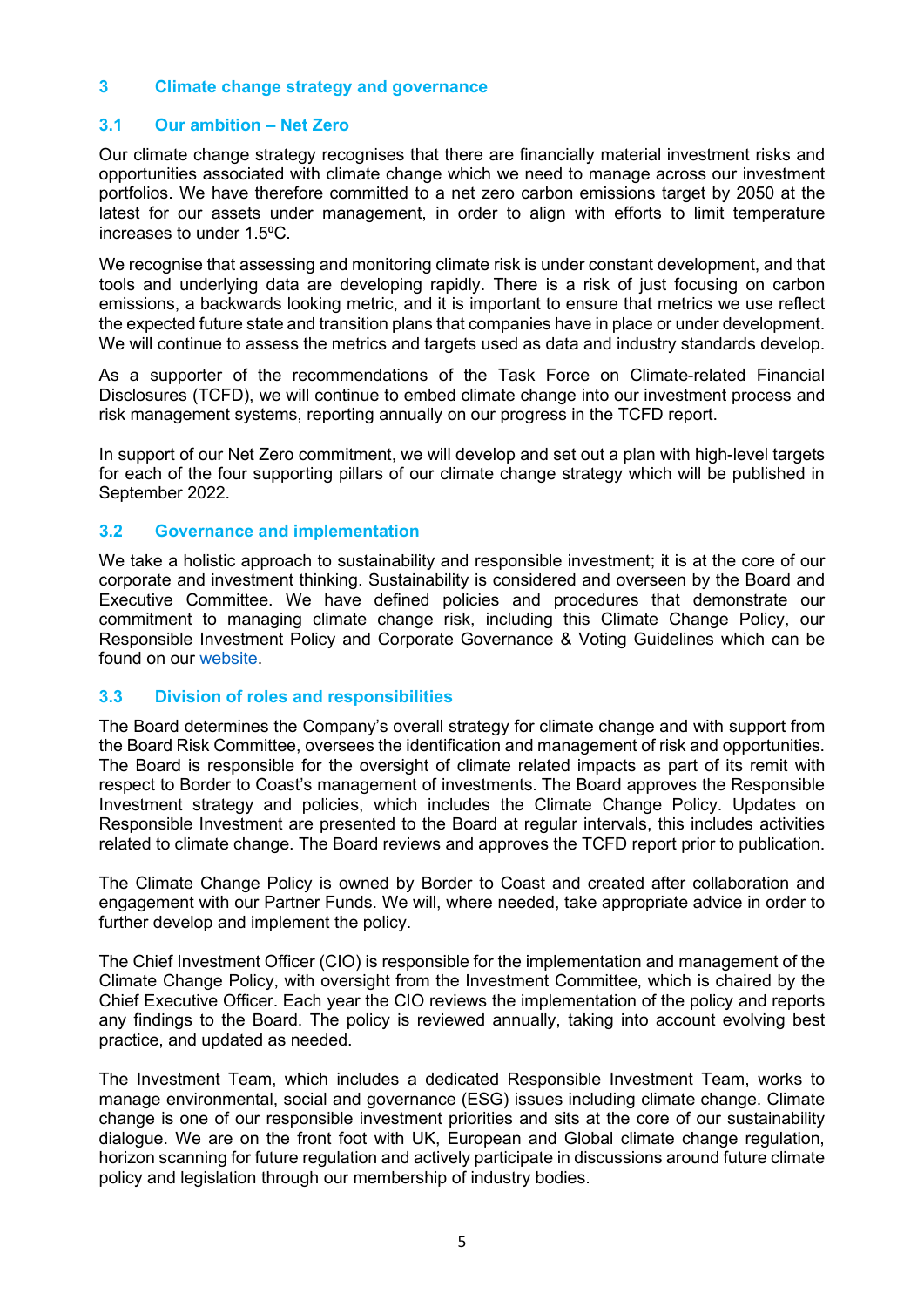## 3 Climate change strategy and governance

### 3.1 Our ambition – Net Zero

Our climate change strategy recognises that there are financially material investment risks and opportunities associated with climate change which we need to manage across our investment portfolios. We have therefore committed to a net zero carbon emissions target by 2050 at the latest for our assets under management, in order to align with efforts to limit temperature increases to under 1.5ºC.

We recognise that assessing and monitoring climate risk is under constant development, and that tools and underlying data are developing rapidly. There is a risk of just focusing on carbon emissions, a backwards looking metric, and it is important to ensure that metrics we use reflect the expected future state and transition plans that companies have in place or under development. We will continue to assess the metrics and targets used as data and industry standards develop.

As a supporter of the recommendations of the Task Force on Climate-related Financial Disclosures (TCFD), we will continue to embed climate change into our investment process and risk management systems, reporting annually on our progress in the TCFD report.

In support of our Net Zero commitment, we will develop and set out a plan with high-level targets for each of the four supporting pillars of our climate change strategy which will be published in September 2022.

### 3.2 Governance and implementation

We take a holistic approach to sustainability and responsible investment; it is at the core of our corporate and investment thinking. Sustainability is considered and overseen by the Board and Executive Committee. We have defined policies and procedures that demonstrate our commitment to managing climate change risk, including this Climate Change Policy, our Responsible Investment Policy and Corporate Governance & Voting Guidelines which can be found on our website.

### 3.3 Division of roles and responsibilities

The Board determines the Company's overall strategy for climate change and with support from the Board Risk Committee, oversees the identification and management of risk and opportunities. The Board is responsible for the oversight of climate related impacts as part of its remit with respect to Border to Coast's management of investments. The Board approves the Responsible Investment strategy and policies, which includes the Climate Change Policy. Updates on Responsible Investment are presented to the Board at regular intervals, this includes activities related to climate change. The Board reviews and approves the TCFD report prior to publication.

The Climate Change Policy is owned by Border to Coast and created after collaboration and engagement with our Partner Funds. We will, where needed, take appropriate advice in order to further develop and implement the policy.

The Chief Investment Officer (CIO) is responsible for the implementation and management of the Climate Change Policy, with oversight from the Investment Committee, which is chaired by the Chief Executive Officer. Each year the CIO reviews the implementation of the policy and reports any findings to the Board. The policy is reviewed annually, taking into account evolving best practice, and updated as needed.

The Investment Team, which includes a dedicated Responsible Investment Team, works to manage environmental, social and governance (ESG) issues including climate change. Climate change is one of our responsible investment priorities and sits at the core of our sustainability dialogue. We are on the front foot with UK, European and Global climate change regulation, horizon scanning for future regulation and actively participate in discussions around future climate policy and legislation through our membership of industry bodies.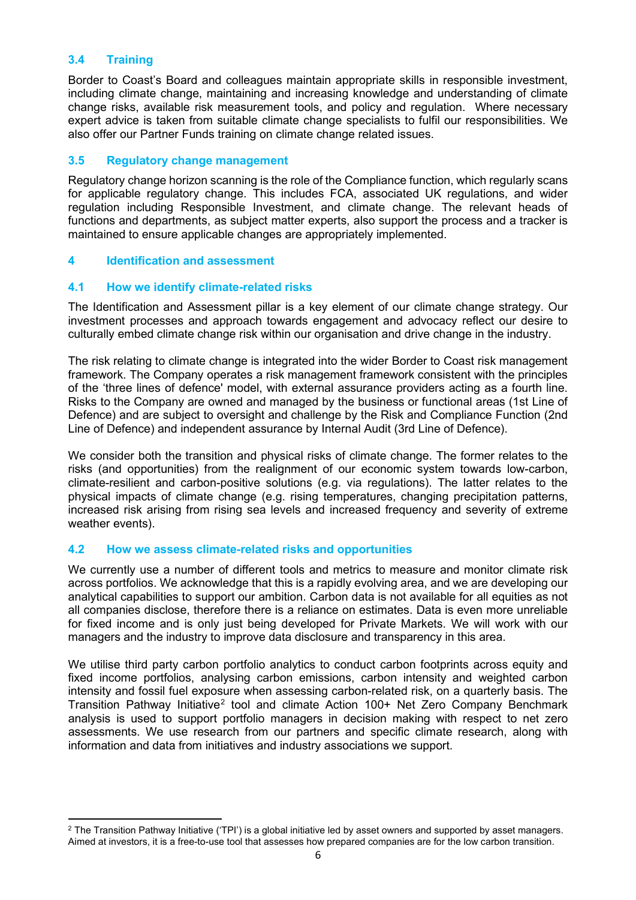### 3.4 Training

Border to Coast's Board and colleagues maintain appropriate skills in responsible investment, including climate change, maintaining and increasing knowledge and understanding of climate change risks, available risk measurement tools, and policy and regulation. Where necessary expert advice is taken from suitable climate change specialists to fulfil our responsibilities. We also offer our Partner Funds training on climate change related issues.

### 3.5 Regulatory change management

Regulatory change horizon scanning is the role of the Compliance function, which regularly scans for applicable regulatory change. This includes FCA, associated UK regulations, and wider regulation including Responsible Investment, and climate change. The relevant heads of functions and departments, as subject matter experts, also support the process and a tracker is maintained to ensure applicable changes are appropriately implemented.

## 4 Identification and assessment

### 4.1 How we identify climate-related risks

The Identification and Assessment pillar is a key element of our climate change strategy. Our investment processes and approach towards engagement and advocacy reflect our desire to culturally embed climate change risk within our organisation and drive change in the industry.

The risk relating to climate change is integrated into the wider Border to Coast risk management framework. The Company operates a risk management framework consistent with the principles of the 'three lines of defence' model, with external assurance providers acting as a fourth line. Risks to the Company are owned and managed by the business or functional areas (1st Line of Defence) and are subject to oversight and challenge by the Risk and Compliance Function (2nd Line of Defence) and independent assurance by Internal Audit (3rd Line of Defence).

We consider both the transition and physical risks of climate change. The former relates to the risks (and opportunities) from the realignment of our economic system towards low-carbon, climate-resilient and carbon-positive solutions (e.g. via regulations). The latter relates to the physical impacts of climate change (e.g. rising temperatures, changing precipitation patterns, increased risk arising from rising sea levels and increased frequency and severity of extreme weather events).

### 4.2 How we assess climate-related risks and opportunities

We currently use a number of different tools and metrics to measure and monitor climate risk across portfolios. We acknowledge that this is a rapidly evolving area, and we are developing our analytical capabilities to support our ambition. Carbon data is not available for all equities as not all companies disclose, therefore there is a reliance on estimates. Data is even more unreliable for fixed income and is only just being developed for Private Markets. We will work with our managers and the industry to improve data disclosure and transparency in this area.

We utilise third party carbon portfolio analytics to conduct carbon footprints across equity and fixed income portfolios, analysing carbon emissions, carbon intensity and weighted carbon intensity and fossil fuel exposure when assessing carbon-related risk, on a quarterly basis. The Transition Pathway Initiative[2] tool and climate Action 100+ Net Zero Company Benchmark analysis is used to support portfolio managers in decision making with respect to net zero assessments. We use research from our partners and specific climate research, along with information and data from initiatives and industry associations we support.

[2] The Transition Pathway Initiative ('TPI') is a global initiative led by asset owners and supported by asset managers. Aimed at investors, it is a free-to-use tool that assesses how prepared companies are for the low carbon transition.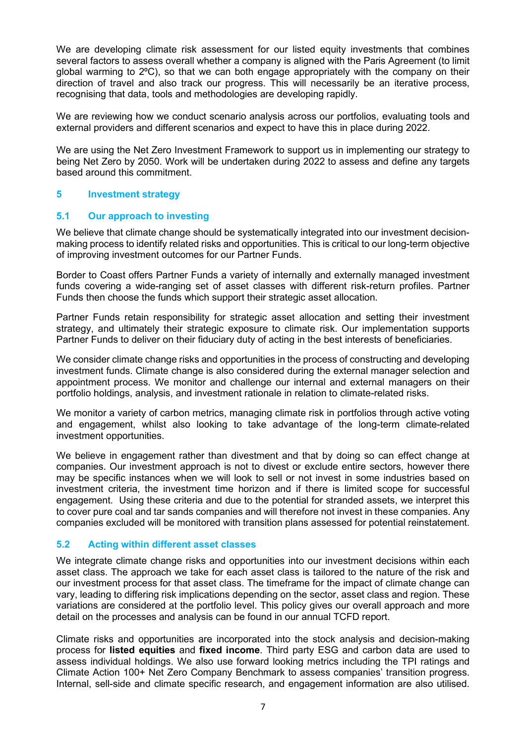We are developing climate risk assessment for our listed equity investments that combines several factors to assess overall whether a company is aligned with the Paris Agreement (to limit global warming to 2ºC), so that we can both engage appropriately with the company on their direction of travel and also track our progress. This will necessarily be an iterative process, recognising that data, tools and methodologies are developing rapidly.

We are reviewing how we conduct scenario analysis across our portfolios, evaluating tools and external providers and different scenarios and expect to have this in place during 2022.

We are using the Net Zero Investment Framework to support us in implementing our strategy to being Net Zero by 2050. Work will be undertaken during 2022 to assess and define any targets based around this commitment.

## 5 Investment strategy

### 5.1 Our approach to investing

We believe that climate change should be systematically integrated into our investment decision-making process to identify related risks and opportunities. This is critical to our long-term objective of improving investment outcomes for our Partner Funds.

Border to Coast offers Partner Funds a variety of internally and externally managed investment funds covering a wide-ranging set of asset classes with different risk-return profiles. Partner Funds then choose the funds which support their strategic asset allocation.

Partner Funds retain responsibility for strategic asset allocation and setting their investment strategy, and ultimately their strategic exposure to climate risk. Our implementation supports Partner Funds to deliver on their fiduciary duty of acting in the best interests of beneficiaries.

We consider climate change risks and opportunities in the process of constructing and developing investment funds. Climate change is also considered during the external manager selection and appointment process. We monitor and challenge our internal and external managers on their portfolio holdings, analysis, and investment rationale in relation to climate-related risks.

We monitor a variety of carbon metrics, managing climate risk in portfolios through active voting and engagement, whilst also looking to take advantage of the long-term climate-related investment opportunities.

We believe in engagement rather than divestment and that by doing so can effect change at companies. Our investment approach is not to divest or exclude entire sectors, however there may be specific instances when we will look to sell or not invest in some industries based on investment criteria, the investment time horizon and if there is limited scope for successful engagement. Using these criteria and due to the potential for stranded assets, we interpret this to cover pure coal and tar sands companies and will therefore not invest in these companies. Any companies excluded will be monitored with transition plans assessed for potential reinstatement.

### 5.2 Acting within different asset classes

We integrate climate change risks and opportunities into our investment decisions within each asset class. The approach we take for each asset class is tailored to the nature of the risk and our investment process for that asset class. The timeframe for the impact of climate change can vary, leading to differing risk implications depending on the sector, asset class and region. These variations are considered at the portfolio level. This policy gives our overall approach and more detail on the processes and analysis can be found in our annual TCFD report.

Climate risks and opportunities are incorporated into the stock analysis and decision-making process for **listed equities** and **fixed income**. Third party ESG and carbon data are used to assess individual holdings. We also use forward looking metrics including the TPI ratings and Climate Action 100+ Net Zero Company Benchmark to assess companies' transition progress. Internal, sell-side and climate specific research, and engagement information are also utilised.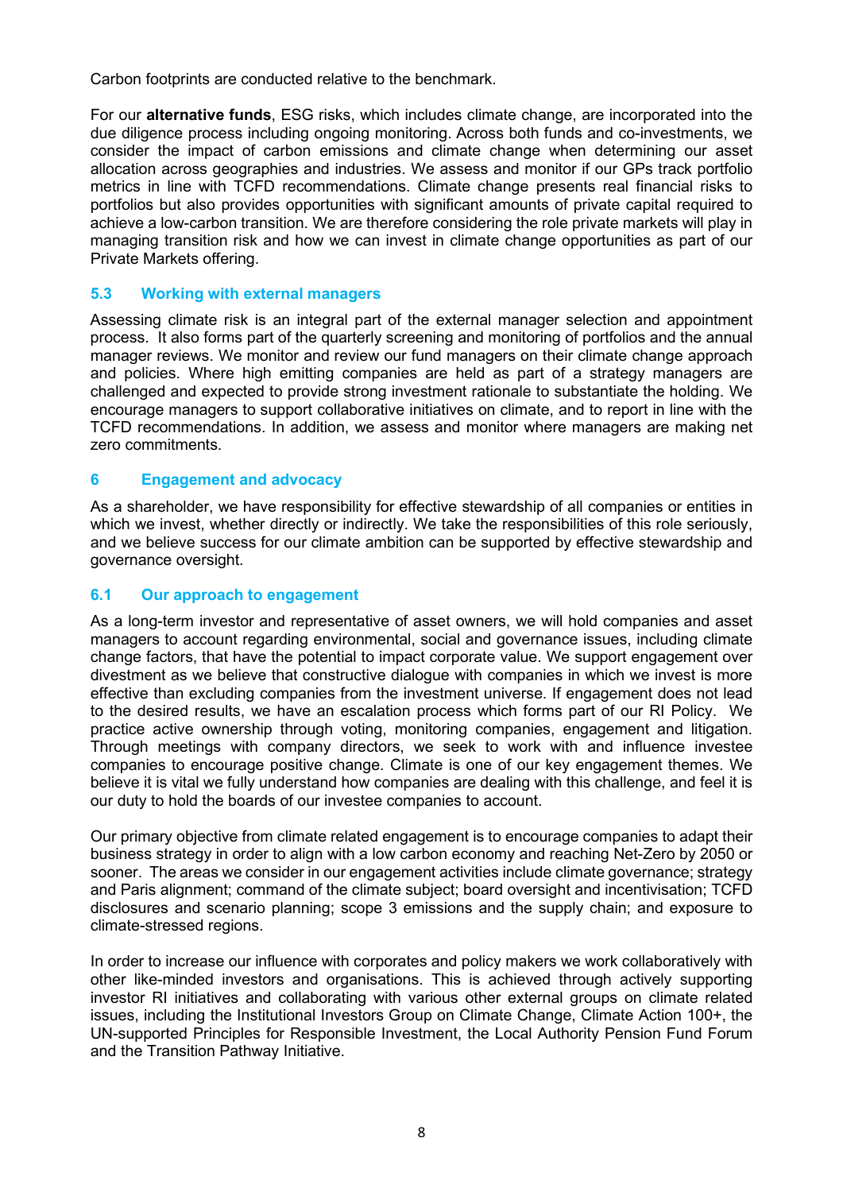Carbon footprints are conducted relative to the benchmark.

For our **alternative funds**, ESG risks, which includes climate change, are incorporated into the due diligence process including ongoing monitoring. Across both funds and co-investments, we consider the impact of carbon emissions and climate change when determining our asset allocation across geographies and industries. We assess and monitor if our GPs track portfolio metrics in line with TCFD recommendations. Climate change presents real financial risks to portfolios but also provides opportunities with significant amounts of private capital required to achieve a low-carbon transition. We are therefore considering the role private markets will play in managing transition risk and how we can invest in climate change opportunities as part of our Private Markets offering.

### 5.3 Working with external managers

Assessing climate risk is an integral part of the external manager selection and appointment process. It also forms part of the quarterly screening and monitoring of portfolios and the annual manager reviews. We monitor and review our fund managers on their climate change approach and policies. Where high emitting companies are held as part of a strategy managers are challenged and expected to provide strong investment rationale to substantiate the holding. We encourage managers to support collaborative initiatives on climate, and to report in line with the TCFD recommendations. In addition, we assess and monitor where managers are making net zero commitments.

## 6 Engagement and advocacy

As a shareholder, we have responsibility for effective stewardship of all companies or entities in which we invest, whether directly or indirectly. We take the responsibilities of this role seriously, and we believe success for our climate ambition can be supported by effective stewardship and governance oversight.

### 6.1 Our approach to engagement

As a long-term investor and representative of asset owners, we will hold companies and asset managers to account regarding environmental, social and governance issues, including climate change factors, that have the potential to impact corporate value. We support engagement over divestment as we believe that constructive dialogue with companies in which we invest is more effective than excluding companies from the investment universe. If engagement does not lead to the desired results, we have an escalation process which forms part of our RI Policy. We practice active ownership through voting, monitoring companies, engagement and litigation. Through meetings with company directors, we seek to work with and influence investee companies to encourage positive change. Climate is one of our key engagement themes. We believe it is vital we fully understand how companies are dealing with this challenge, and feel it is our duty to hold the boards of our investee companies to account.

Our primary objective from climate related engagement is to encourage companies to adapt their business strategy in order to align with a low carbon economy and reaching Net-Zero by 2050 or sooner. The areas we consider in our engagement activities include climate governance; strategy and Paris alignment; command of the climate subject; board oversight and incentivisation; TCFD disclosures and scenario planning; scope 3 emissions and the supply chain; and exposure to climate-stressed regions.

In order to increase our influence with corporates and policy makers we work collaboratively with other like-minded investors and organisations. This is achieved through actively supporting investor RI initiatives and collaborating with various other external groups on climate related issues, including the Institutional Investors Group on Climate Change, Climate Action 100+, the UN-supported Principles for Responsible Investment, the Local Authority Pension Fund Forum and the Transition Pathway Initiative.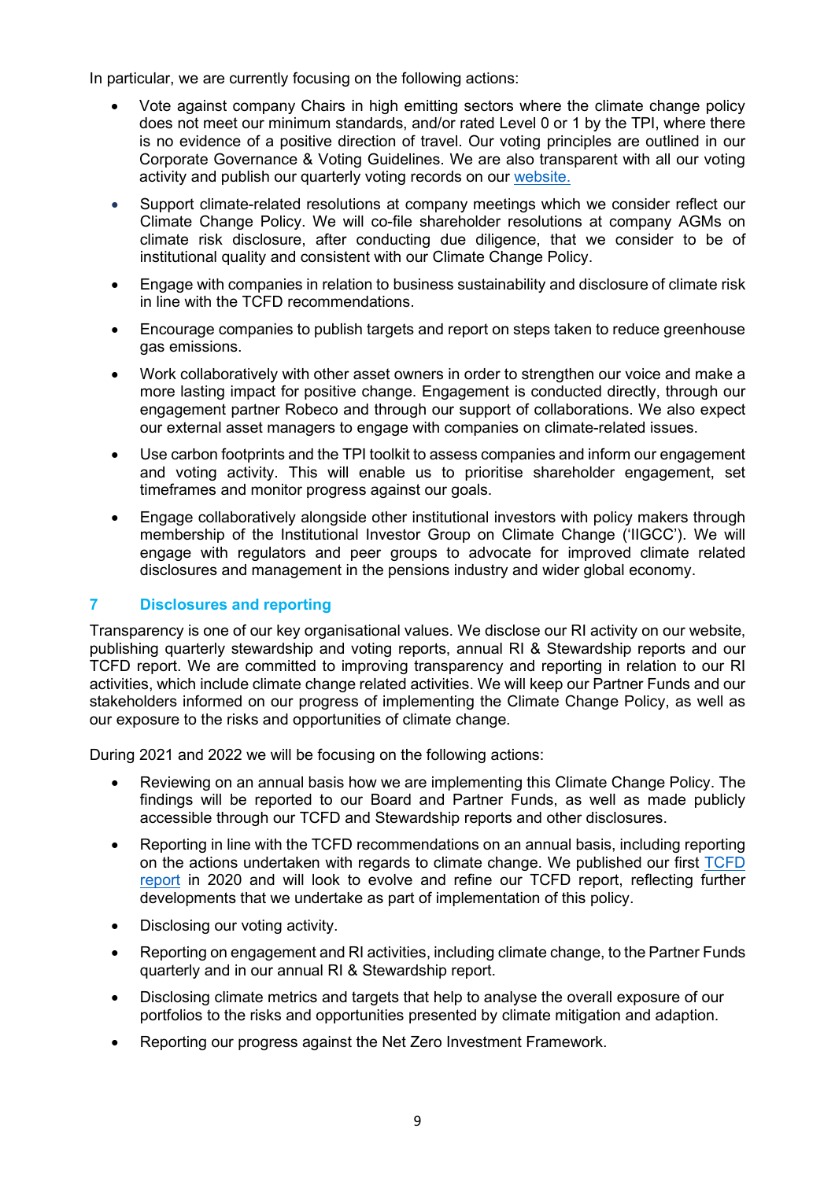In particular, we are currently focusing on the following actions:

- Vote against company Chairs in high emitting sectors where the climate change policy does not meet our minimum standards, and/or rated Level 0 or 1 by the TPI, where there is no evidence of a positive direction of travel. Our voting principles are outlined in our Corporate Governance & Voting Guidelines. We are also transparent with all our voting activity and publish our quarterly voting records on our website.
- Support climate-related resolutions at company meetings which we consider reflect our Climate Change Policy. We will co-file shareholder resolutions at company AGMs on climate risk disclosure, after conducting due diligence, that we consider to be of institutional quality and consistent with our Climate Change Policy.
- Engage with companies in relation to business sustainability and disclosure of climate risk in line with the TCFD recommendations.
- Encourage companies to publish targets and report on steps taken to reduce greenhouse gas emissions.
- Work collaboratively with other asset owners in order to strengthen our voice and make a more lasting impact for positive change. Engagement is conducted directly, through our engagement partner Robeco and through our support of collaborations. We also expect our external asset managers to engage with companies on climate-related issues.
- Use carbon footprints and the TPI toolkit to assess companies and inform our engagement and voting activity. This will enable us to prioritise shareholder engagement, set timeframes and monitor progress against our goals.
- Engage collaboratively alongside other institutional investors with policy makers through membership of the Institutional Investor Group on Climate Change ('IIGCC'). We will engage with regulators and peer groups to advocate for improved climate related disclosures and management in the pensions industry and wider global economy.

## 7 Disclosures and reporting

Transparency is one of our key organisational values. We disclose our RI activity on our website, publishing quarterly stewardship and voting reports, annual RI & Stewardship reports and our TCFD report. We are committed to improving transparency and reporting in relation to our RI activities, which include climate change related activities. We will keep our Partner Funds and our stakeholders informed on our progress of implementing the Climate Change Policy, as well as our exposure to the risks and opportunities of climate change.

During 2021 and 2022 we will be focusing on the following actions:

- Reviewing on an annual basis how we are implementing this Climate Change Policy. The findings will be reported to our Board and Partner Funds, as well as made publicly accessible through our TCFD and Stewardship reports and other disclosures.
- Reporting in line with the TCFD recommendations on an annual basis, including reporting on the actions undertaken with regards to climate change. We published our first TCFD report in 2020 and will look to evolve and refine our TCFD report, reflecting further developments that we undertake as part of implementation of this policy.
- Disclosing our voting activity.
- Reporting on engagement and RI activities, including climate change, to the Partner Funds quarterly and in our annual RI & Stewardship report.
- Disclosing climate metrics and targets that help to analyse the overall exposure of our portfolios to the risks and opportunities presented by climate mitigation and adaption.
- Reporting our progress against the Net Zero Investment Framework.